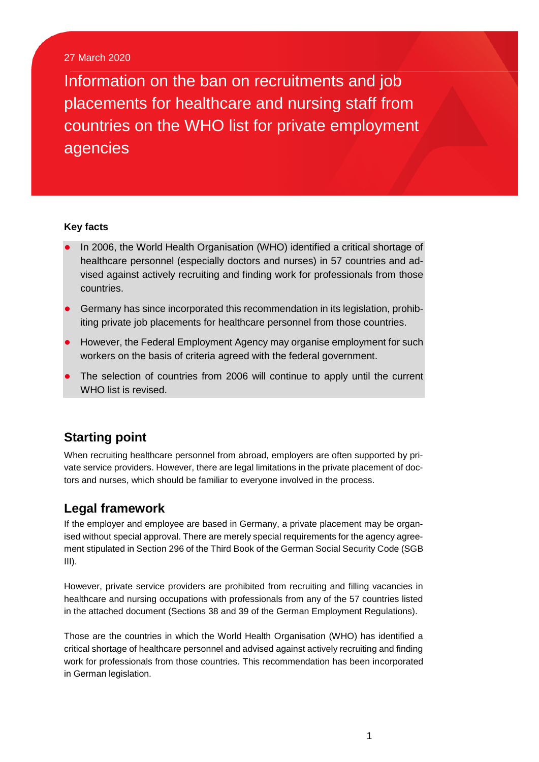27 March 2020

# Information on the ban on recruitments and job placements for healthcare and nursing staff from countries on the WHO list for private employment agencies

**Key facts**

- In 2006, the World Health Organisation (WHO) identified a critical shortage of healthcare personnel (especially doctors and nurses) in 57 countries and advised against actively recruiting and finding work for professionals from those countries.
- Germany has since incorporated this recommendation in its legislation, prohibiting private job placements for healthcare personnel from those countries.
- However, the Federal Employment Agency may organise employment for such workers on the basis of criteria agreed with the federal government.
- The selection of countries from 2006 will continue to apply until the current WHO list is revised.

## Starting point

When recruiting healthcare personnel from abroad, employers are often supported by private service providers. However, there are legal limitations in the private placement of doctors and nurses, which should be familiar to everyone involved in the process.

## Legal framework

If the employer and employee are based in Germany, a private placement may be organised without special approval. There are merely special requirements for the agency agreement stipulated in Section 296 of the Third Book of the German Social Security Code (SGB III).

However, private service providers are prohibited from recruiting and filling vacancies in healthcare and nursing occupations with professionals from any of the 57 countries listed in the attached document (Sections 38 and 39 of the German Employment Regulations).

Those are the countries in which the World Health Organisation (WHO) has identified a critical shortage of healthcare personnel and advised against actively recruiting and finding work for professionals from those countries. This recommendation has been incorporated in German legislation.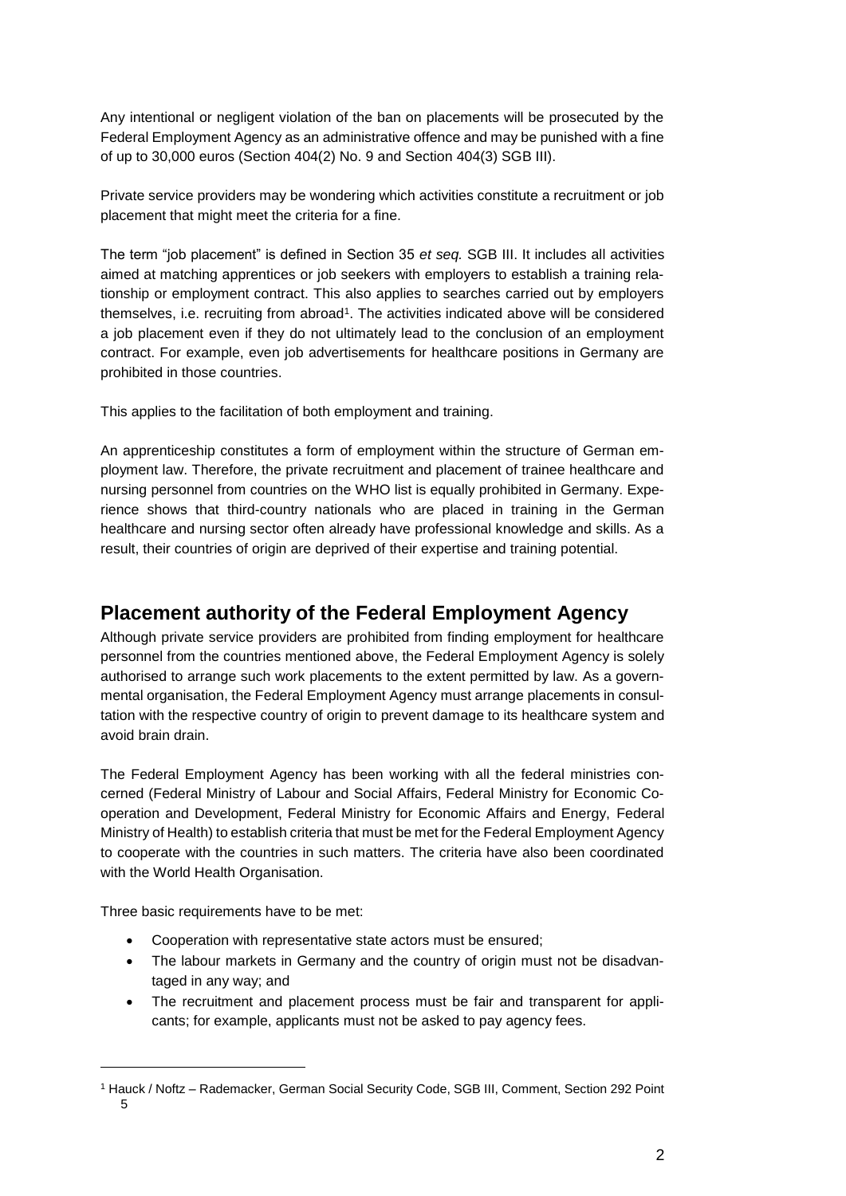Any intentional or negligent violation of the ban on placements will be prosecuted by the Federal Employment Agency as an administrative offence and may be punished with a fine of up to 30,000 euros (Section 404(2) No. 9 and Section 404(3) SGB III).

Private service providers may be wondering which activities constitute a recruitment or job placement that might meet the criteria for a fine.

The term "job placement" is defined in Section 35 *et seq.* SGB III. It includes all activities aimed at matching apprentices or job seekers with employers to establish a training relationship or employment contract. This also applies to searches carried out by employers themselves, i.e. recruiting from abroad[1]. The activities indicated above will be considered a job placement even if they do not ultimately lead to the conclusion of an employment contract. For example, even job advertisements for healthcare positions in Germany are prohibited in those countries.

This applies to the facilitation of both employment and training.

An apprenticeship constitutes a form of employment within the structure of German employment law. Therefore, the private recruitment and placement of trainee healthcare and nursing personnel from countries on the WHO list is equally prohibited in Germany. Experience shows that third-country nationals who are placed in training in the German healthcare and nursing sector often already have professional knowledge and skills. As a result, their countries of origin are deprived of their expertise and training potential.

## Placement authority of the Federal Employment Agency

Although private service providers are prohibited from finding employment for healthcare personnel from the countries mentioned above, the Federal Employment Agency is solely authorised to arrange such work placements to the extent permitted by law. As a governmental organisation, the Federal Employment Agency must arrange placements in consultation with the respective country of origin to prevent damage to its healthcare system and avoid brain drain.

The Federal Employment Agency has been working with all the federal ministries concerned (Federal Ministry of Labour and Social Affairs, Federal Ministry for Economic Cooperation and Development, Federal Ministry for Economic Affairs and Energy, Federal Ministry of Health) to establish criteria that must be met for the Federal Employment Agency to cooperate with the countries in such matters. The criteria have also been coordinated with the World Health Organisation.

Three basic requirements have to be met:

- Cooperation with representative state actors must be ensured;
- The labour markets in Germany and the country of origin must not be disadvantaged in any way; and
- The recruitment and placement process must be fair and transparent for applicants; for example, applicants must not be asked to pay agency fees.

[1] Hauck / Noftz – Rademacker, German Social Security Code, SGB III, Comment, Section 292 Point 5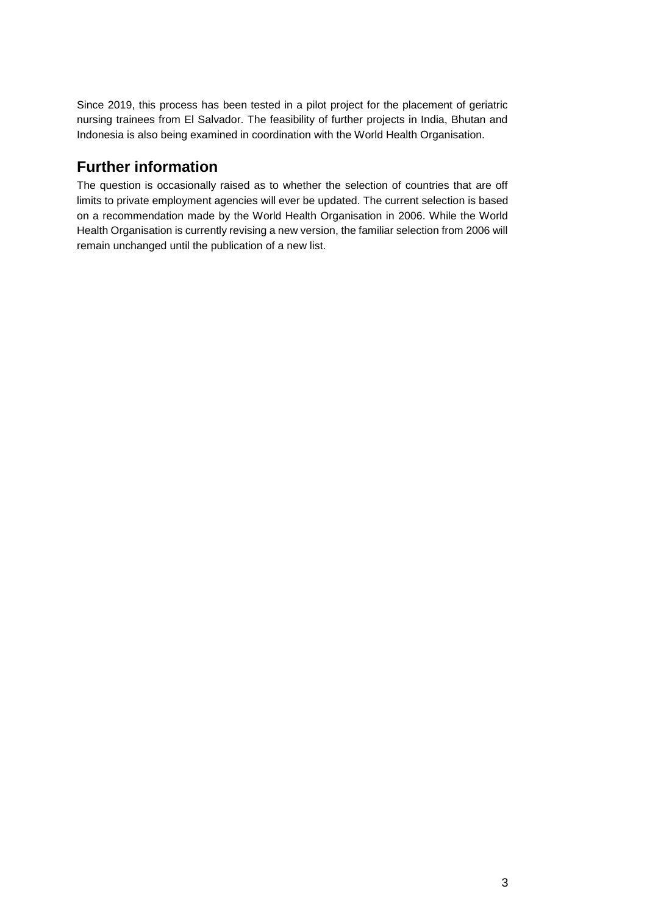Since 2019, this process has been tested in a pilot project for the placement of geriatric nursing trainees from El Salvador. The feasibility of further projects in India, Bhutan and Indonesia is also being examined in coordination with the World Health Organisation.

## Further information

The question is occasionally raised as to whether the selection of countries that are off limits to private employment agencies will ever be updated. The current selection is based on a recommendation made by the World Health Organisation in 2006. While the World Health Organisation is currently revising a new version, the familiar selection from 2006 will remain unchanged until the publication of a new list.